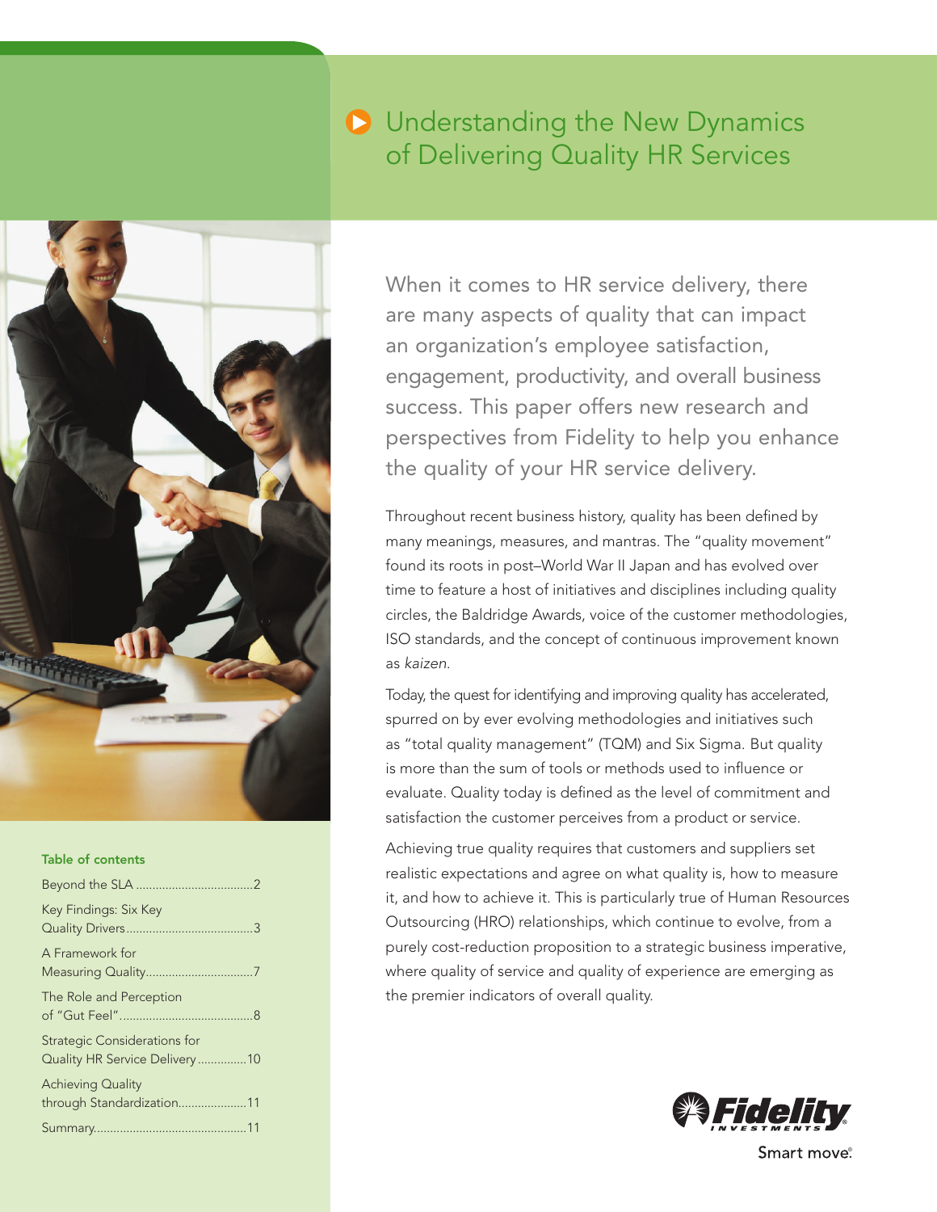# Understanding the New Dynamics of Delivering Quality HR Services

When it comes to HR service delivery, there are many aspects of quality that can impact an organization's employee satisfaction, engagement, productivity, and overall business success. This paper offers new research and perspectives from Fidelity to help you enhance the quality of your HR service delivery.

Throughout recent business history, quality has been defined by many meanings, measures, and mantras. The "quality movement" found its roots in post–World War II Japan and has evolved over time to feature a host of initiatives and disciplines including quality circles, the Baldridge Awards, voice of the customer methodologies, ISO standards, and the concept of continuous improvement known as *kaizen*.

Today, the quest for identifying and improving quality has accelerated, spurred on by ever evolving methodologies and initiatives such as "total quality management" (TQM) and Six Sigma. But quality is more than the sum of tools or methods used to influence or evaluate. Quality today is defined as the level of commitment and satisfaction the customer perceives from a product or service.

Achieving true quality requires that customers and suppliers set realistic expectations and agree on what quality is, how to measure it, and how to achieve it. This is particularly true of Human Resources Outsourcing (HRO) relationships, which continue to evolve, from a purely cost-reduction proposition to a strategic business imperative, where quality of service and quality of experience are emerging as the premier indicators of overall quality.

### Table of contents

- Beyond the SLA ....................2
- Key Findings: Six Key Quality Drivers ....................3
- A Framework for Measuring Quality ....................7
- The Role and Perception of "Gut Feel" ....................8
- Strategic Considerations for Quality HR Service Delivery ....................10
- Achieving Quality through Standardization ....................11
- Summary ....................11

Fidelity Investments
Smart move.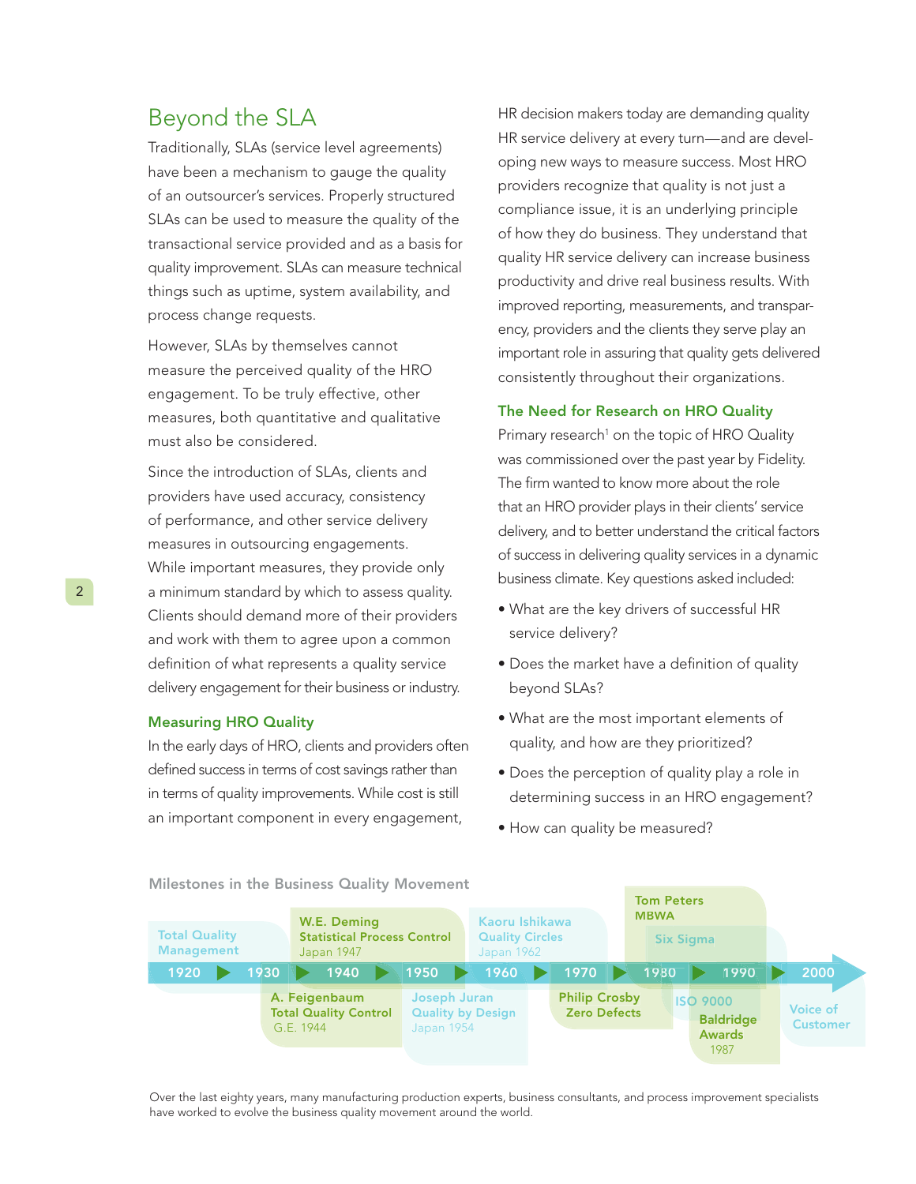## Beyond the SLA

Traditionally, SLAs (service level agreements) have been a mechanism to gauge the quality of an outsourcer's services. Properly structured SLAs can be used to measure the quality of the transactional service provided and as a basis for quality improvement. SLAs can measure technical things such as uptime, system availability, and process change requests.

However, SLAs by themselves cannot measure the perceived quality of the HRO engagement. To be truly effective, other measures, both quantitative and qualitative must also be considered.

Since the introduction of SLAs, clients and providers have used accuracy, consistency of performance, and other service delivery measures in outsourcing engagements. While important measures, they provide only a minimum standard by which to assess quality. Clients should demand more of their providers and work with them to agree upon a common definition of what represents a quality service delivery engagement for their business or industry.

### Measuring HRO Quality

In the early days of HRO, clients and providers often defined success in terms of cost savings rather than in terms of quality improvements. While cost is still an important component in every engagement, HR decision makers today are demanding quality HR service delivery at every turn—and are developing new ways to measure success. Most HRO providers recognize that quality is not just a compliance issue, it is an underlying principle of how they do business. They understand that quality HR service delivery can increase business productivity and drive real business results. With improved reporting, measurements, and transparency, providers and the clients they serve play an important role in assuring that quality gets delivered consistently throughout their organizations.

### The Need for Research on HRO Quality

Primary research[1] on the topic of HRO Quality was commissioned over the past year by Fidelity. The firm wanted to know more about the role that an HRO provider plays in their clients' service delivery, and to better understand the critical factors of success in delivering quality services in a dynamic business climate. Key questions asked included:

- What are the key drivers of successful HR service delivery?
- Does the market have a definition of quality beyond SLAs?
- What are the most important elements of quality, and how are they prioritized?
- Does the perception of quality play a role in determining success in an HRO engagement?
- How can quality be measured?

**Milestones in the Business Quality Movement**

1920 ▶ 1930 ▶ 1940 ▶ 1950 ▶ 1960 ▶ 1970 ▶ 1980 ▶ 1990 ▶ 2000

- Total Quality Management
- A. Feigenbaum, Total Quality Control, G.E. 1944
- W.E. Deming, Statistical Process Control, Japan 1947
- Joseph Juran, Quality by Design, Japan 1954
- Kaoru Ishikawa, Quality Circles, Japan 1962
- Philip Crosby, Zero Defects
- Tom Peters, MBWA
- Six Sigma
- ISO 9000
- Baldridge Awards 1987
- Voice of Customer

Over the last eighty years, many manufacturing production experts, business consultants, and process improvement specialists have worked to evolve the business quality movement around the world.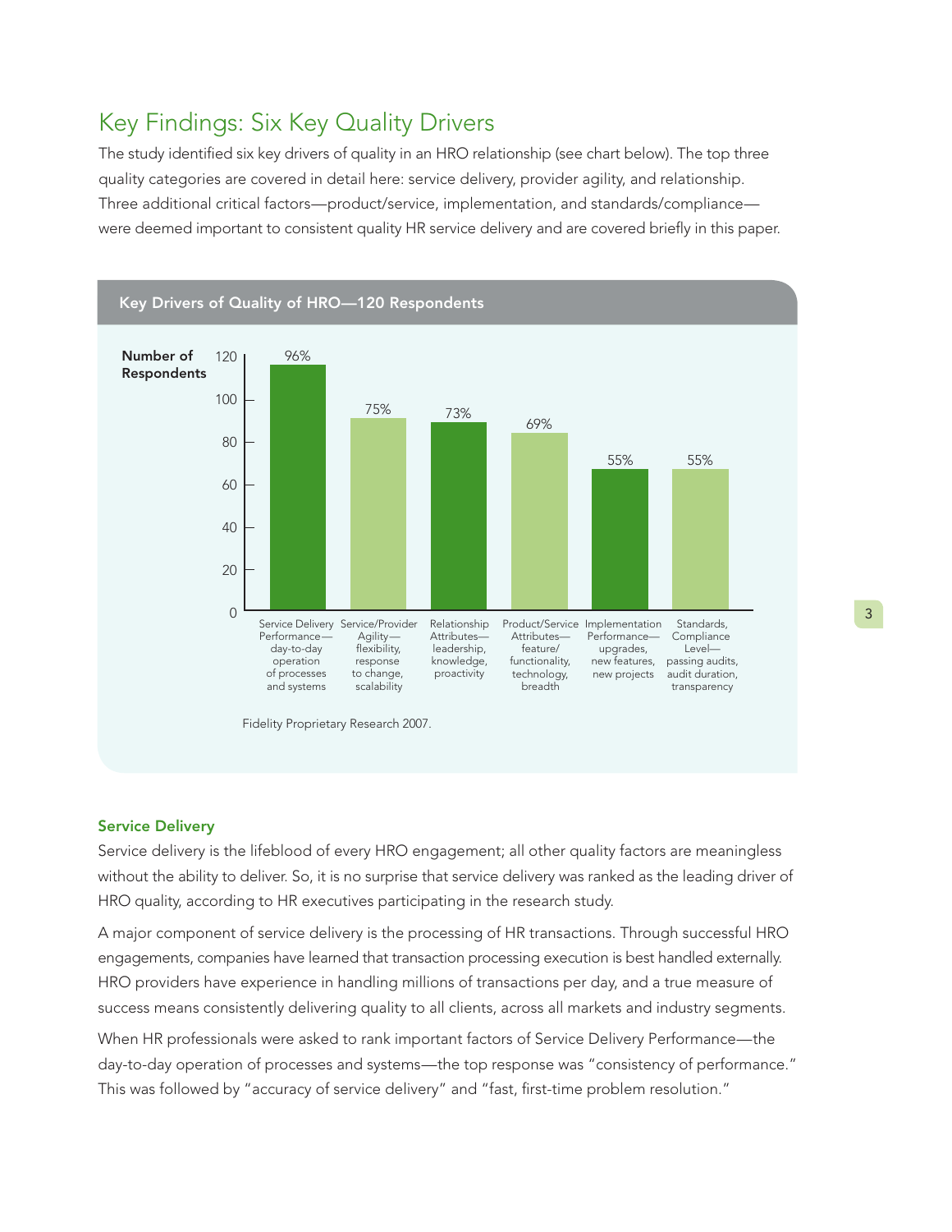## Key Findings: Six Key Quality Drivers

The study identified six key drivers of quality in an HRO relationship (see chart below). The top three quality categories are covered in detail here: service delivery, provider agility, and relationship. Three additional critical factors—product/service, implementation, and standards/compliance—were deemed important to consistent quality HR service delivery and are covered briefly in this paper.

**Key Drivers of Quality of HRO—120 Respondents**

| Key Driver | Percentage of Respondents |
|---|---|
| Service Delivery Performance—day-to-day operation of processes and systems | 96% |
| Service/Provider Agility—flexibility, response to change, scalability | 75% |
| Relationship Attributes—leadership, knowledge, proactivity | 73% |
| Product/Service Attributes—feature/functionality, technology, breadth | 69% |
| Implementation Performance—upgrades, new features, new projects | 55% |
| Standards, Compliance Level—passing audits, audit duration, transparency | 55% |

Fidelity Proprietary Research 2007.

### Service Delivery

Service delivery is the lifeblood of every HRO engagement; all other quality factors are meaningless without the ability to deliver. So, it is no surprise that service delivery was ranked as the leading driver of HRO quality, according to HR executives participating in the research study.

A major component of service delivery is the processing of HR transactions. Through successful HRO engagements, companies have learned that transaction processing execution is best handled externally. HRO providers have experience in handling millions of transactions per day, and a true measure of success means consistently delivering quality to all clients, across all markets and industry segments.

When HR professionals were asked to rank important factors of Service Delivery Performance—the day-to-day operation of processes and systems—the top response was "consistency of performance." This was followed by "accuracy of service delivery" and "fast, first-time problem resolution."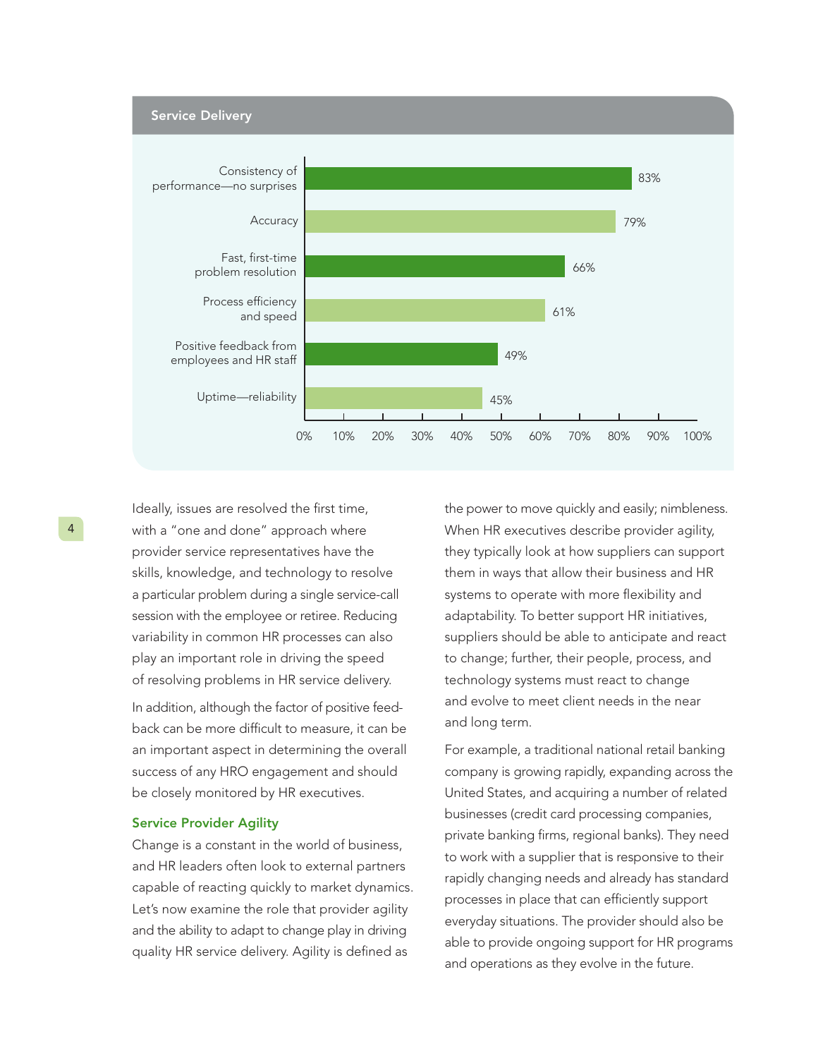## Service Delivery

| Factor | Percentage |
| --- | --- |
| Consistency of performance—no surprises | 83% |
| Accuracy | 79% |
| Fast, first-time problem resolution | 66% |
| Process efficiency and speed | 61% |
| Positive feedback from employees and HR staff | 49% |
| Uptime—reliability | 45% |

Ideally, issues are resolved the first time, with a "one and done" approach where provider service representatives have the skills, knowledge, and technology to resolve a particular problem during a single service-call session with the employee or retiree. Reducing variability in common HR processes can also play an important role in driving the speed of resolving problems in HR service delivery.

In addition, although the factor of positive feedback can be more difficult to measure, it can be an important aspect in determining the overall success of any HRO engagement and should be closely monitored by HR executives.

### Service Provider Agility

Change is a constant in the world of business, and HR leaders often look to external partners capable of reacting quickly to market dynamics. Let's now examine the role that provider agility and the ability to adapt to change play in driving quality HR service delivery. Agility is defined as the power to move quickly and easily; nimbleness. When HR executives describe provider agility, they typically look at how suppliers can support them in ways that allow their business and HR systems to operate with more flexibility and adaptability. To better support HR initiatives, suppliers should be able to anticipate and react to change; further, their people, process, and technology systems must react to change and evolve to meet client needs in the near and long term.

For example, a traditional national retail banking company is growing rapidly, expanding across the United States, and acquiring a number of related businesses (credit card processing companies, private banking firms, regional banks). They need to work with a supplier that is responsive to their rapidly changing needs and already has standard processes in place that can efficiently support everyday situations. The provider should also be able to provide ongoing support for HR programs and operations as they evolve in the future.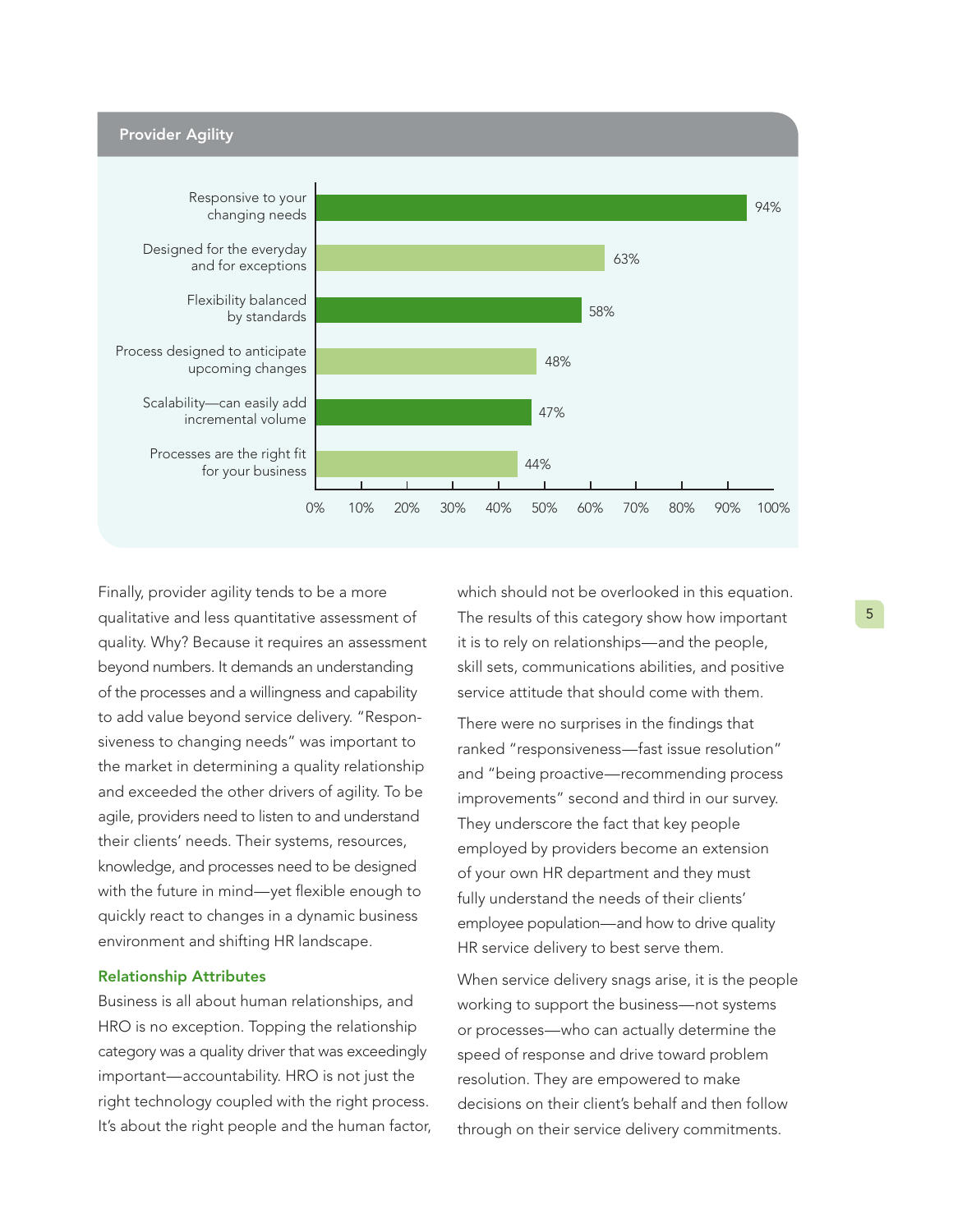**Provider Agility**

| Attribute | Percentage |
| --- | --- |
| Responsive to your changing needs | 94% |
| Designed for the everyday and for exceptions | 63% |
| Flexibility balanced by standards | 58% |
| Process designed to anticipate upcoming changes | 48% |
| Scalability—can easily add incremental volume | 47% |
| Processes are the right fit for your business | 44% |

Finally, provider agility tends to be a more qualitative and less quantitative assessment of quality. Why? Because it requires an assessment beyond numbers. It demands an understanding of the processes and a willingness and capability to add value beyond service delivery. "Responsiveness to changing needs" was important to the market in determining a quality relationship and exceeded the other drivers of agility. To be agile, providers need to listen to and understand their clients' needs. Their systems, resources, knowledge, and processes need to be designed with the future in mind—yet flexible enough to quickly react to changes in a dynamic business environment and shifting HR landscape.

### Relationship Attributes

Business is all about human relationships, and HRO is no exception. Topping the relationship category was a quality driver that was exceedingly important—accountability. HRO is not just the right technology coupled with the right process. It's about the right people and the human factor, which should not be overlooked in this equation. The results of this category show how important it is to rely on relationships—and the people, skill sets, communications abilities, and positive service attitude that should come with them.

There were no surprises in the findings that ranked "responsiveness—fast issue resolution" and "being proactive—recommending process improvements" second and third in our survey. They underscore the fact that key people employed by providers become an extension of your own HR department and they must fully understand the needs of their clients' employee population—and how to drive quality HR service delivery to best serve them.

When service delivery snags arise, it is the people working to support the business—not systems or processes—who can actually determine the speed of response and drive toward problem resolution. They are empowered to make decisions on their client's behalf and then follow through on their service delivery commitments.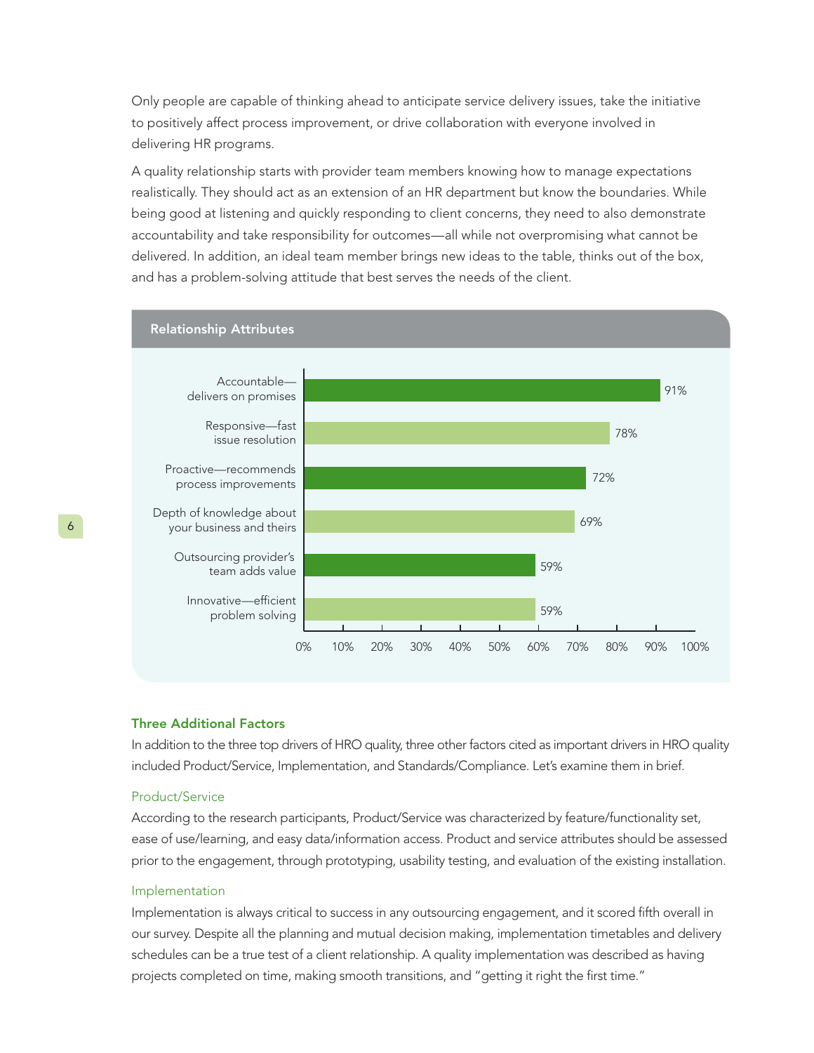Only people are capable of thinking ahead to anticipate service delivery issues, take the initiative to positively affect process improvement, or drive collaboration with everyone involved in delivering HR programs.

A quality relationship starts with provider team members knowing how to manage expectations realistically. They should act as an extension of an HR department but know the boundaries. While being good at listening and quickly responding to client concerns, they need to also demonstrate accountability and take responsibility for outcomes—all while not overpromising what cannot be delivered. In addition, an ideal team member brings new ideas to the table, thinks out of the box, and has a problem-solving attitude that best serves the needs of the client.

**Relationship Attributes**

| Attribute | Percentage |
| --- | --- |
| Accountable—delivers on promises | 91% |
| Responsive—fast issue resolution | 78% |
| Proactive—recommends process improvements | 72% |
| Depth of knowledge about your business and theirs | 69% |
| Outsourcing provider's team adds value | 59% |
| Innovative—efficient problem solving | 59% |

### Three Additional Factors

In addition to the three top drivers of HRO quality, three other factors cited as important drivers in HRO quality included Product/Service, Implementation, and Standards/Compliance. Let's examine them in brief.

#### Product/Service

According to the research participants, Product/Service was characterized by feature/functionality set, ease of use/learning, and easy data/information access. Product and service attributes should be assessed prior to the engagement, through prototyping, usability testing, and evaluation of the existing installation.

#### Implementation

Implementation is always critical to success in any outsourcing engagement, and it scored fifth overall in our survey. Despite all the planning and mutual decision making, implementation timetables and delivery schedules can be a true test of a client relationship. A quality implementation was described as having projects completed on time, making smooth transitions, and "getting it right the first time."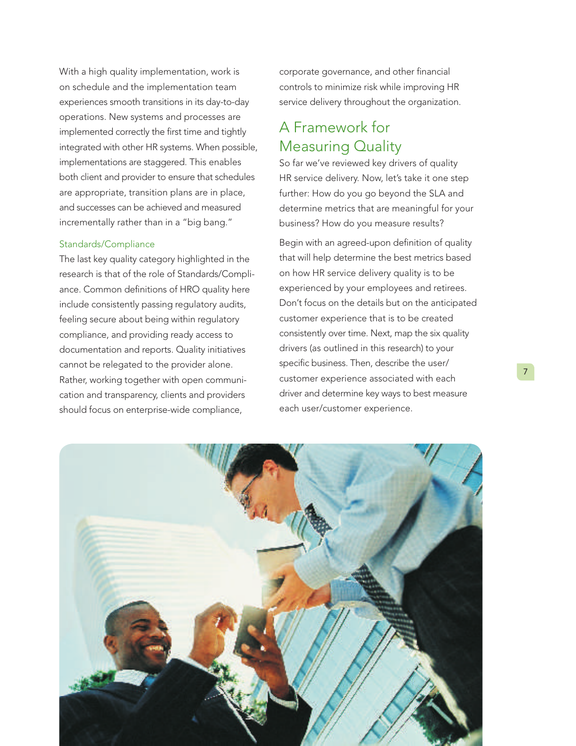With a high quality implementation, work is on schedule and the implementation team experiences smooth transitions in its day-to-day operations. New systems and processes are implemented correctly the first time and tightly integrated with other HR systems. When possible, implementations are staggered. This enables both client and provider to ensure that schedules are appropriate, transition plans are in place, and successes can be achieved and measured incrementally rather than in a "big bang."

### Standards/Compliance

The last key quality category highlighted in the research is that of the role of Standards/Compliance. Common definitions of HRO quality here include consistently passing regulatory audits, feeling secure about being within regulatory compliance, and providing ready access to documentation and reports. Quality initiatives cannot be relegated to the provider alone. Rather, working together with open communication and transparency, clients and providers should focus on enterprise-wide compliance, corporate governance, and other financial controls to minimize risk while improving HR service delivery throughout the organization.

## A Framework for Measuring Quality

So far we've reviewed key drivers of quality HR service delivery. Now, let's take it one step further: How do you go beyond the SLA and determine metrics that are meaningful for your business? How do you measure results?

Begin with an agreed-upon definition of quality that will help determine the best metrics based on how HR service delivery quality is to be experienced by your employees and retirees. Don't focus on the details but on the anticipated customer experience that is to be created consistently over time. Next, map the six quality drivers (as outlined in this research) to your specific business. Then, describe the user/customer experience associated with each driver and determine key ways to best measure each user/customer experience.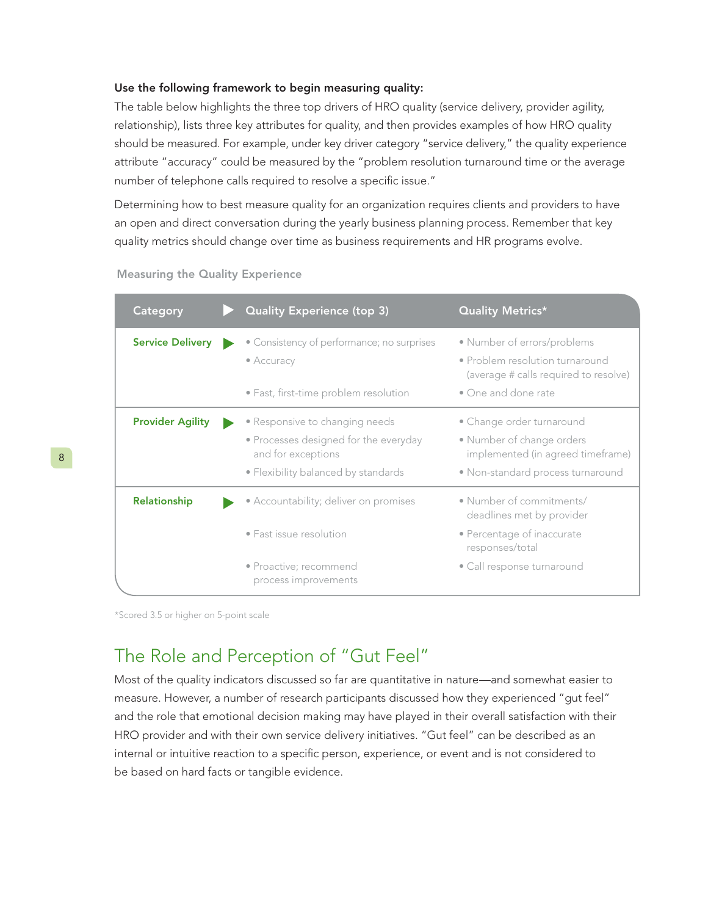**Use the following framework to begin measuring quality:**

The table below highlights the three top drivers of HRO quality (service delivery, provider agility, relationship), lists three key attributes for quality, and then provides examples of how HRO quality should be measured. For example, under key driver category "service delivery," the quality experience attribute "accuracy" could be measured by the "problem resolution turnaround time or the average number of telephone calls required to resolve a specific issue."

Determining how to best measure quality for an organization requires clients and providers to have an open and direct conversation during the yearly business planning process. Remember that key quality metrics should change over time as business requirements and HR programs evolve.

**Measuring the Quality Experience**

| Category | Quality Experience (top 3) | Quality Metrics* |
|---|---|---|
| **Service Delivery** | • Consistency of performance; no surprises | • Number of errors/problems |
| | • Accuracy | • Problem resolution turnaround (average # calls required to resolve) |
| | • Fast, first-time problem resolution | • One and done rate |
| **Provider Agility** | • Responsive to changing needs | • Change order turnaround |
| | • Processes designed for the everyday and for exceptions | • Number of change orders implemented (in agreed timeframe) |
| | • Flexibility balanced by standards | • Non-standard process turnaround |
| **Relationship** | • Accountability; deliver on promises | • Number of commitments/ deadlines met by provider |
| | • Fast issue resolution | • Percentage of inaccurate responses/total |
| | • Proactive; recommend process improvements | • Call response turnaround |

*Scored 3.5 or higher on 5-point scale

## The Role and Perception of "Gut Feel"

Most of the quality indicators discussed so far are quantitative in nature—and somewhat easier to measure. However, a number of research participants discussed how they experienced "gut feel" and the role that emotional decision making may have played in their overall satisfaction with their HRO provider and with their own service delivery initiatives. "Gut feel" can be described as an internal or intuitive reaction to a specific person, experience, or event and is not considered to be based on hard facts or tangible evidence.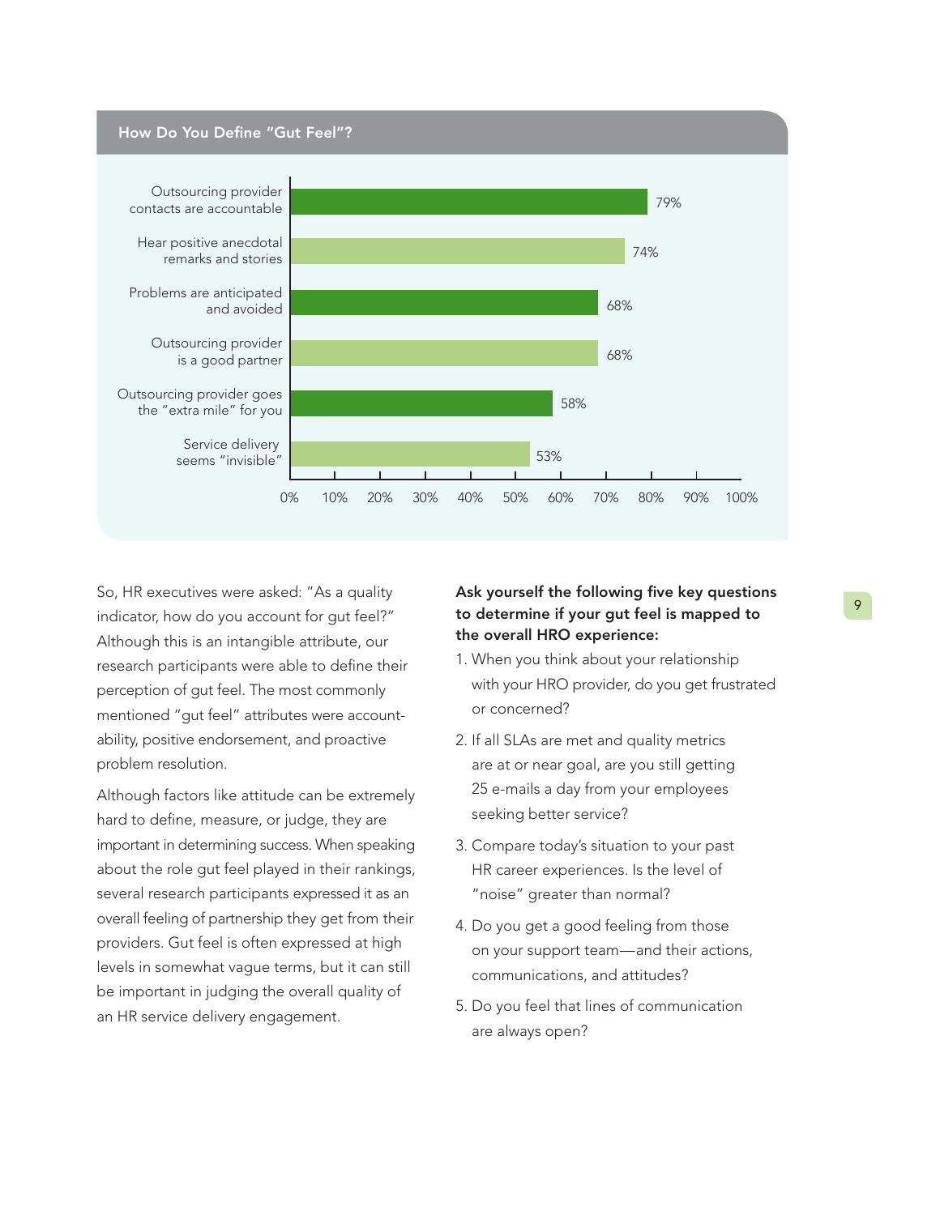## How Do You Define "Gut Feel"?

| Attribute | Percentage |
|---|---|
| Outsourcing provider contacts are accountable | 79% |
| Hear positive anecdotal remarks and stories | 74% |
| Problems are anticipated and avoided | 68% |
| Outsourcing provider is a good partner | 68% |
| Outsourcing provider goes the "extra mile" for you | 58% |
| Service delivery seems "invisible" | 53% |

So, HR executives were asked: "As a quality indicator, how do you account for gut feel?" Although this is an intangible attribute, our research participants were able to define their perception of gut feel. The most commonly mentioned "gut feel" attributes were accountability, positive endorsement, and proactive problem resolution.

Although factors like attitude can be extremely hard to define, measure, or judge, they are important in determining success. When speaking about the role gut feel played in their rankings, several research participants expressed it as an overall feeling of partnership they get from their providers. Gut feel is often expressed at high levels in somewhat vague terms, but it can still be important in judging the overall quality of an HR service delivery engagement.

**Ask yourself the following five key questions to determine if your gut feel is mapped to the overall HRO experience:**

1. When you think about your relationship with your HRO provider, do you get frustrated or concerned?
2. If all SLAs are met and quality metrics are at or near goal, are you still getting 25 e-mails a day from your employees seeking better service?
3. Compare today's situation to your past HR career experiences. Is the level of "noise" greater than normal?
4. Do you get a good feeling from those on your support team—and their actions, communications, and attitudes?
5. Do you feel that lines of communication are always open?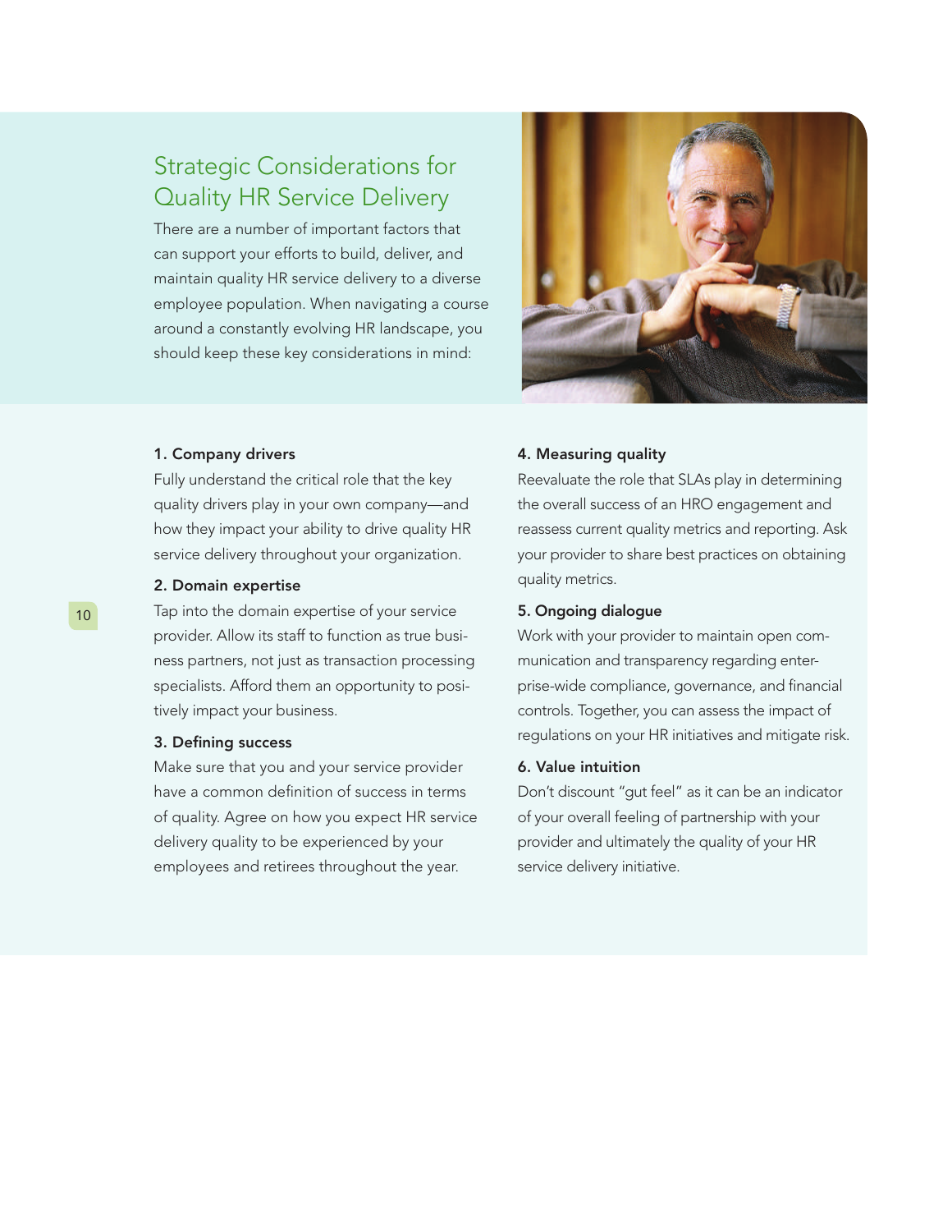## Strategic Considerations for Quality HR Service Delivery

There are a number of important factors that can support your efforts to build, deliver, and maintain quality HR service delivery to a diverse employee population. When navigating a course around a constantly evolving HR landscape, you should keep these key considerations in mind:

**1. Company drivers**

Fully understand the critical role that the key quality drivers play in your own company—and how they impact your ability to drive quality HR service delivery throughout your organization.

**2. Domain expertise**

Tap into the domain expertise of your service provider. Allow its staff to function as true business partners, not just as transaction processing specialists. Afford them an opportunity to positively impact your business.

**3. Defining success**

Make sure that you and your service provider have a common definition of success in terms of quality. Agree on how you expect HR service delivery quality to be experienced by your employees and retirees throughout the year.

**4. Measuring quality**

Reevaluate the role that SLAs play in determining the overall success of an HRO engagement and reassess current quality metrics and reporting. Ask your provider to share best practices on obtaining quality metrics.

**5. Ongoing dialogue**

Work with your provider to maintain open communication and transparency regarding enterprise-wide compliance, governance, and financial controls. Together, you can assess the impact of regulations on your HR initiatives and mitigate risk.

**6. Value intuition**

Don't discount "gut feel" as it can be an indicator of your overall feeling of partnership with your provider and ultimately the quality of your HR service delivery initiative.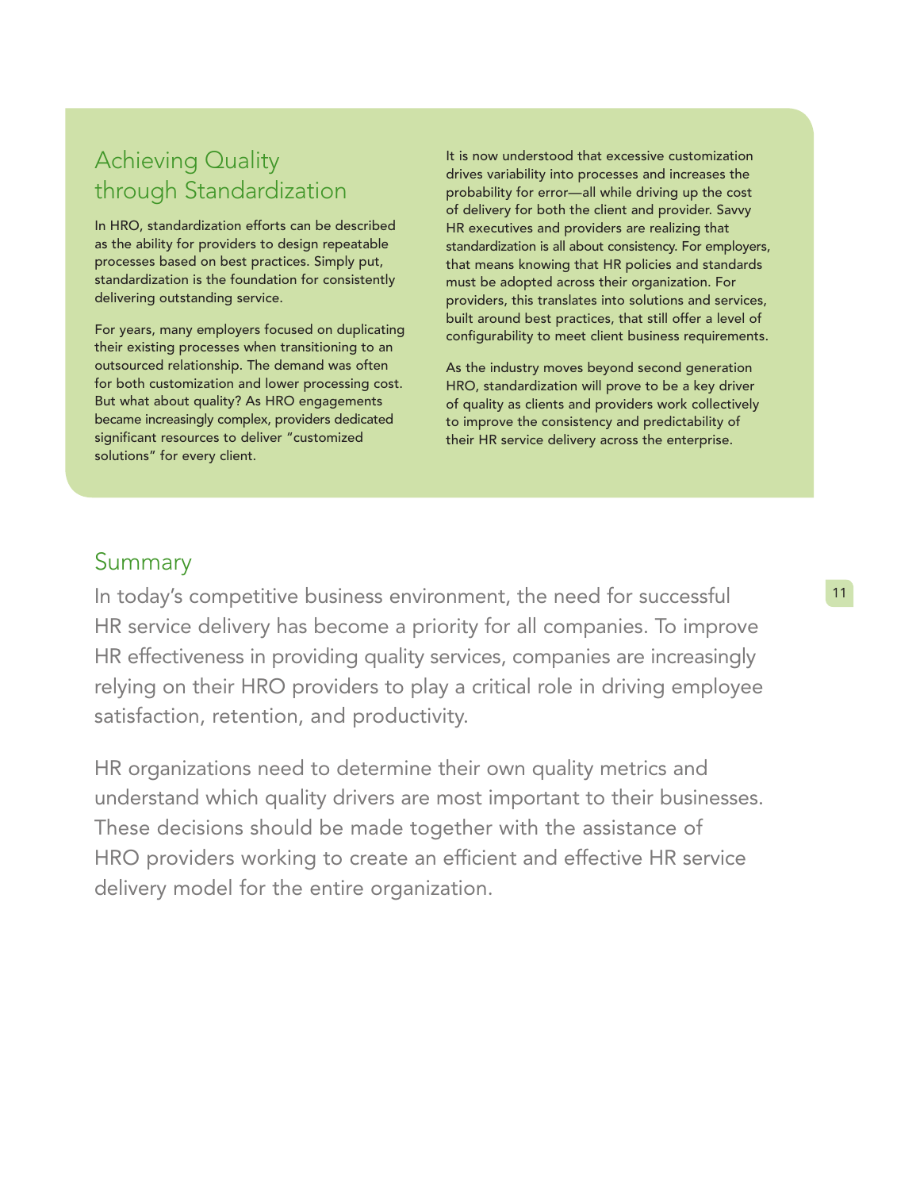## Achieving Quality through Standardization

In HRO, standardization efforts can be described as the ability for providers to design repeatable processes based on best practices. Simply put, standardization is the foundation for consistently delivering outstanding service.

For years, many employers focused on duplicating their existing processes when transitioning to an outsourced relationship. The demand was often for both customization and lower processing cost. But what about quality? As HRO engagements became increasingly complex, providers dedicated significant resources to deliver "customized solutions" for every client.

It is now understood that excessive customization drives variability into processes and increases the probability for error—all while driving up the cost of delivery for both the client and provider. Savvy HR executives and providers are realizing that standardization is all about consistency. For employers, that means knowing that HR policies and standards must be adopted across their organization. For providers, this translates into solutions and services, built around best practices, that still offer a level of configurability to meet client business requirements.

As the industry moves beyond second generation HRO, standardization will prove to be a key driver of quality as clients and providers work collectively to improve the consistency and predictability of their HR service delivery across the enterprise.

## Summary

In today's competitive business environment, the need for successful HR service delivery has become a priority for all companies. To improve HR effectiveness in providing quality services, companies are increasingly relying on their HRO providers to play a critical role in driving employee satisfaction, retention, and productivity.

HR organizations need to determine their own quality metrics and understand which quality drivers are most important to their businesses. These decisions should be made together with the assistance of HRO providers working to create an efficient and effective HR service delivery model for the entire organization.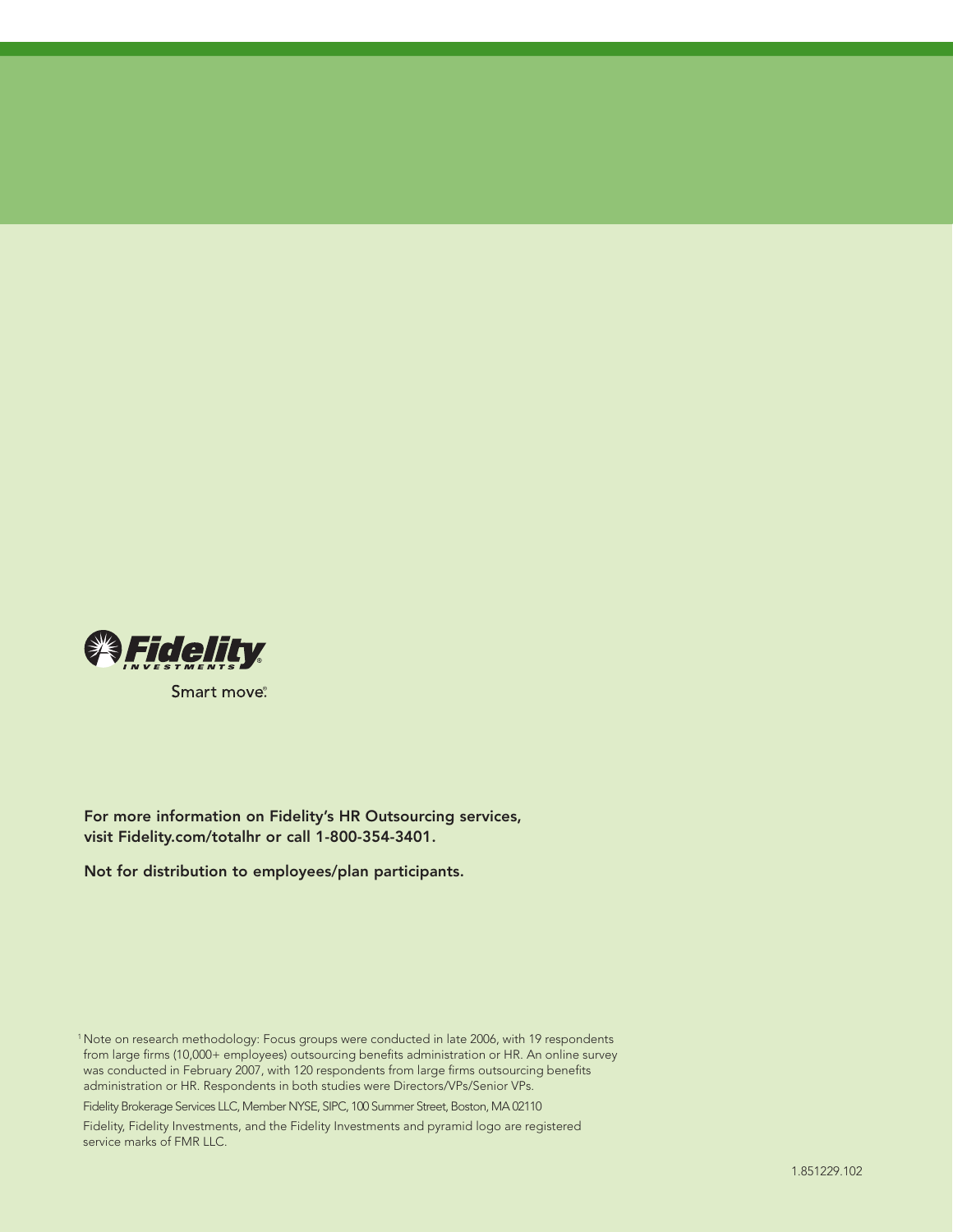Fidelity INVESTMENTS

Smart move.®

**For more information on Fidelity's HR Outsourcing services, visit Fidelity.com/totalhr or call 1-800-354-3401.**

**Not for distribution to employees/plan participants.**

[1] Note on research methodology: Focus groups were conducted in late 2006, with 19 respondents from large firms (10,000+ employees) outsourcing benefits administration or HR. An online survey was conducted in February 2007, with 120 respondents from large firms outsourcing benefits administration or HR. Respondents in both studies were Directors/VPs/Senior VPs.

Fidelity Brokerage Services LLC, Member NYSE, SIPC, 100 Summer Street, Boston, MA 02110

Fidelity, Fidelity Investments, and the Fidelity Investments and pyramid logo are registered service marks of FMR LLC.

1.851229.102